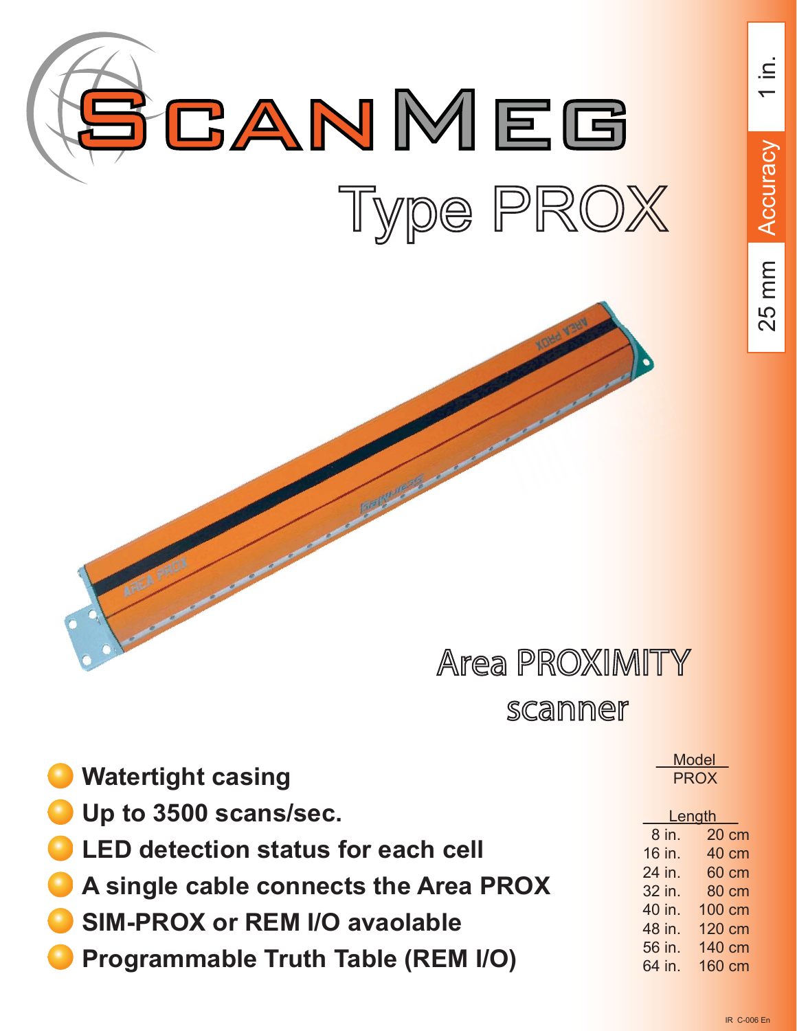# ScanMeg

## Type PROX

25 mm Accuracy 1 in.

## Area PROXIMITY scanner

- **Watertight casing**
- **Up to 3500 scans/sec.**
- **LED detection status for each cell**
- **A single cable connects the Area PROX**
- **SIM-PROX or REM I/O avaolable**
- **Programmable Truth Table (REM I/O)**

Model
PROX

| Length | |
|---|---|
| 8 in. | 20 cm |
| 16 in. | 40 cm |
| 24 in. | 60 cm |
| 32 in. | 80 cm |
| 40 in. | 100 cm |
| 48 in. | 120 cm |
| 56 in. | 140 cm |
| 64 in. | 160 cm |

IR C-006 En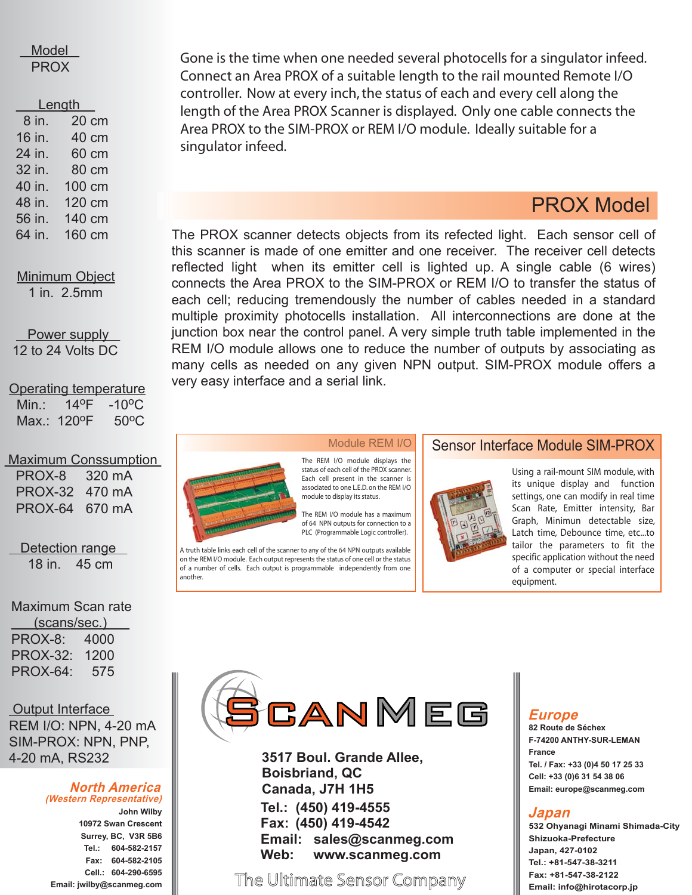Model
PROX

Length

| | |
|---|---|
| 8 in. | 20 cm |
| 16 in. | 40 cm |
| 24 in. | 60 cm |
| 32 in. | 80 cm |
| 40 in. | 100 cm |
| 48 in. | 120 cm |
| 56 in. | 140 cm |
| 64 in. | 160 cm |

Minimum Object
1 in. 2.5mm

Power supply
12 to 24 Volts DC

Operating temperature
Min.: 14ºF -10ºC
Max.: 120ºF 50ºC

Maximum Conssumption
PROX-8 320 mA
PROX-32 470 mA
PROX-64 670 mA

Detection range
18 in. 45 cm

Maximum Scan rate (scans/sec.)
PROX-8: 4000
PROX-32: 1200
PROX-64: 575

Output Interface
REM I/O: NPN, 4-20 mA
SIM-PROX: NPN, PNP, 4-20 mA, RS232

Gone is the time when one needed several photocells for a singulator infeed. Connect an Area PROX of a suitable length to the rail mounted Remote I/O controller. Now at every inch, the status of each and every cell along the length of the Area PROX Scanner is displayed. Only one cable connects the Area PROX to the SIM-PROX or REM I/O module. Ideally suitable for a singulator infeed.

## PROX Model

The PROX scanner detects objects from its refected light. Each sensor cell of this scanner is made of one emitter and one receiver. The receiver cell detects reflected light when its emitter cell is lighted up. A single cable (6 wires) connects the Area PROX to the SIM-PROX or REM I/O to transfer the status of each cell; reducing tremendously the number of cables needed in a standard multiple proximity photocells installation. All interconnections are done at the junction box near the control panel. A very simple truth table implemented in the REM I/O module allows one to reduce the number of outputs by associating as many cells as needed on any given NPN output. SIM-PROX module offers a very easy interface and a serial link.

### Module REM I/O

The REM I/O module displays the status of each cell of the PROX scanner. Each cell present in the scanner is associated to one L.E.D. on the REM I/O module to display its status.

The REM I/O module has a maximum of 64 NPN outputs for connection to a PLC (Programmable Logic controller).

A truth table links each cell of the scanner to any of the 64 NPN outputs available on the REM I/O module. Each output represents the status of one cell or the status of a number of cells. Each output is programmable independently from one another.

### Sensor Interface Module SIM-PROX

Using a rail-mount SIM module, with its unique display and function settings, one can modify in real time Scan Rate, Emitter intensity, Bar Graph, Minimun detectable size, Latch time, Debounce time, etc...to tailor the parameters to fit the specific application without the need of a computer or special interface equipment.

**North America**
*(Western Representative)*
John Wilby
10972 Swan Crescent
Surrey, BC, V3R 5B6
Tel.: 604-582-2157
Fax: 604-582-2105
Cell.: 604-290-6595
Email: jwilby@scanmeg.com

**SCANMEG**

**3517 Boul. Grande Allee,**
**Boisbriand, QC**
**Canada, J7H 1H5**
**Tel.: (450) 419-4555**
**Fax: (450) 419-4542**
**Email: sales@scanmeg.com**
**Web: www.scanmeg.com**

The Ultimate Sensor Company

**Europe**
82 Route de Séchex
F-74200 ANTHY-SUR-LEMAN
France
Tel. / Fax: +33 (0)4 50 17 25 33
Cell: +33 (0)6 31 54 38 06
Email: europe@scanmeg.com

**Japan**
532 Ohyanagi Minami Shimada-City
Shizuoka-Prefecture
Japan, 427-0102
Tel.: +81-547-38-3211
Fax: +81-547-38-2122
Email: info@hirotacorp.jp